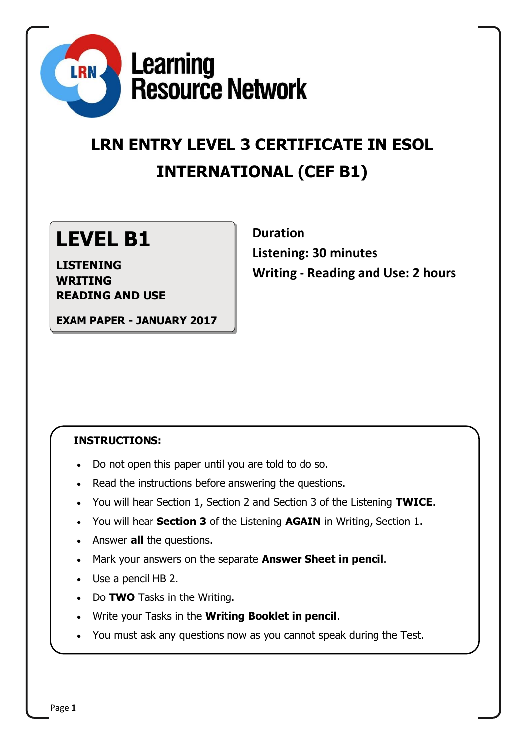Learning Resource Network

# LRN ENTRY LEVEL 3 CERTIFICATE IN ESOL INTERNATIONAL (CEF B1)

## LEVEL B1

**LISTENING**
**WRITING**
**READING AND USE**

**EXAM PAPER - JANUARY 2017**

**Duration**
**Listening: 30 minutes**
**Writing - Reading and Use: 2 hours**

**INSTRUCTIONS:**

- Do not open this paper until you are told to do so.
- Read the instructions before answering the questions.
- You will hear Section 1, Section 2 and Section 3 of the Listening **TWICE**.
- You will hear **Section 3** of the Listening **AGAIN** in Writing, Section 1.
- Answer **all** the questions.
- Mark your answers on the separate **Answer Sheet in pencil**.
- Use a pencil HB 2.
- Do **TWO** Tasks in the Writing.
- Write your Tasks in the **Writing Booklet in pencil**.
- You must ask any questions now as you cannot speak during the Test.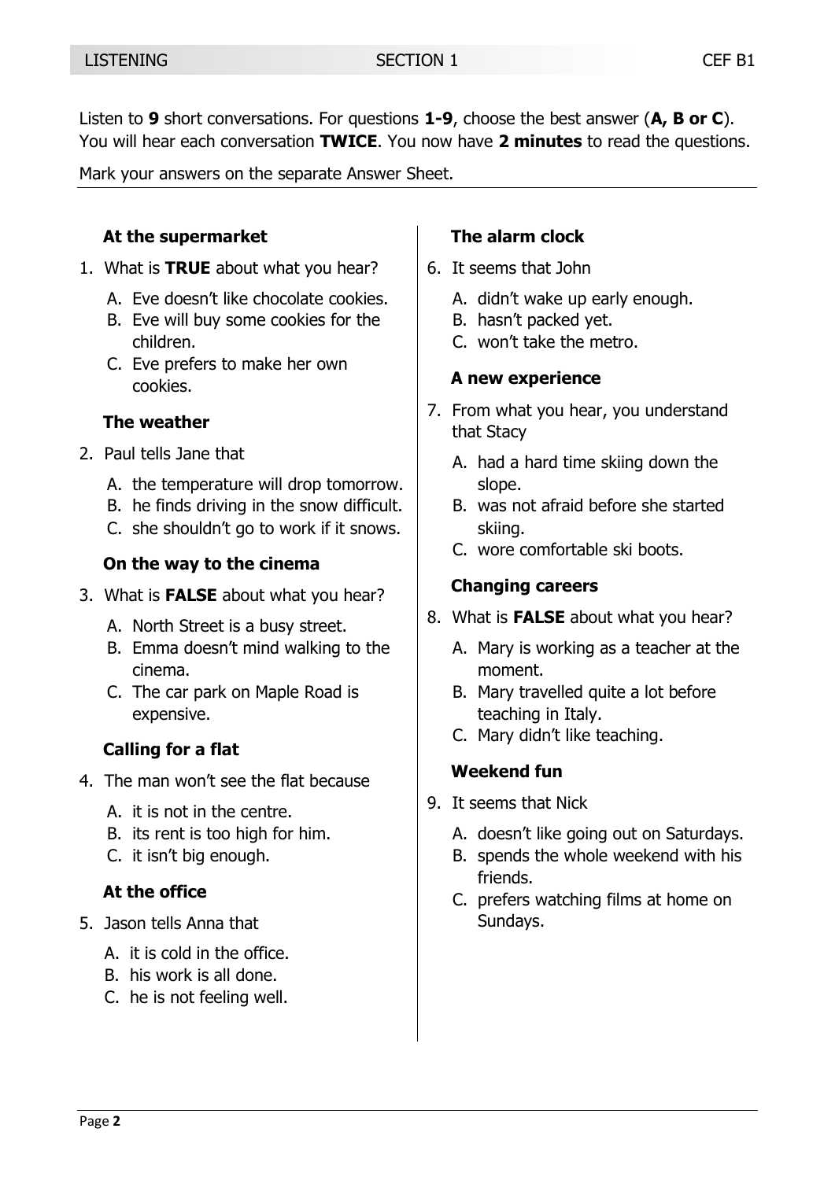Listen to **9** short conversations. For questions **1-9**, choose the best answer (**A, B or C**). You will hear each conversation **TWICE**. You now have **2 minutes** to read the questions.

Mark your answers on the separate Answer Sheet.

### At the supermarket

1. What is **TRUE** about what you hear?
   - A. Eve doesn't like chocolate cookies.
   - B. Eve will buy some cookies for the children.
   - C. Eve prefers to make her own cookies.

### The weather

2. Paul tells Jane that
   - A. the temperature will drop tomorrow.
   - B. he finds driving in the snow difficult.
   - C. she shouldn't go to work if it snows.

### On the way to the cinema

3. What is **FALSE** about what you hear?
   - A. North Street is a busy street.
   - B. Emma doesn't mind walking to the cinema.
   - C. The car park on Maple Road is expensive.

### Calling for a flat

4. The man won't see the flat because
   - A. it is not in the centre.
   - B. its rent is too high for him.
   - C. it isn't big enough.

### At the office

5. Jason tells Anna that
   - A. it is cold in the office.
   - B. his work is all done.
   - C. he is not feeling well.

### The alarm clock

6. It seems that John
   - A. didn't wake up early enough.
   - B. hasn't packed yet.
   - C. won't take the metro.

### A new experience

7. From what you hear, you understand that Stacy
   - A. had a hard time skiing down the slope.
   - B. was not afraid before she started skiing.
   - C. wore comfortable ski boots.

### Changing careers

8. What is **FALSE** about what you hear?
   - A. Mary is working as a teacher at the moment.
   - B. Mary travelled quite a lot before teaching in Italy.
   - C. Mary didn't like teaching.

### Weekend fun

9. It seems that Nick
   - A. doesn't like going out on Saturdays.
   - B. spends the whole weekend with his friends.
   - C. prefers watching films at home on Sundays.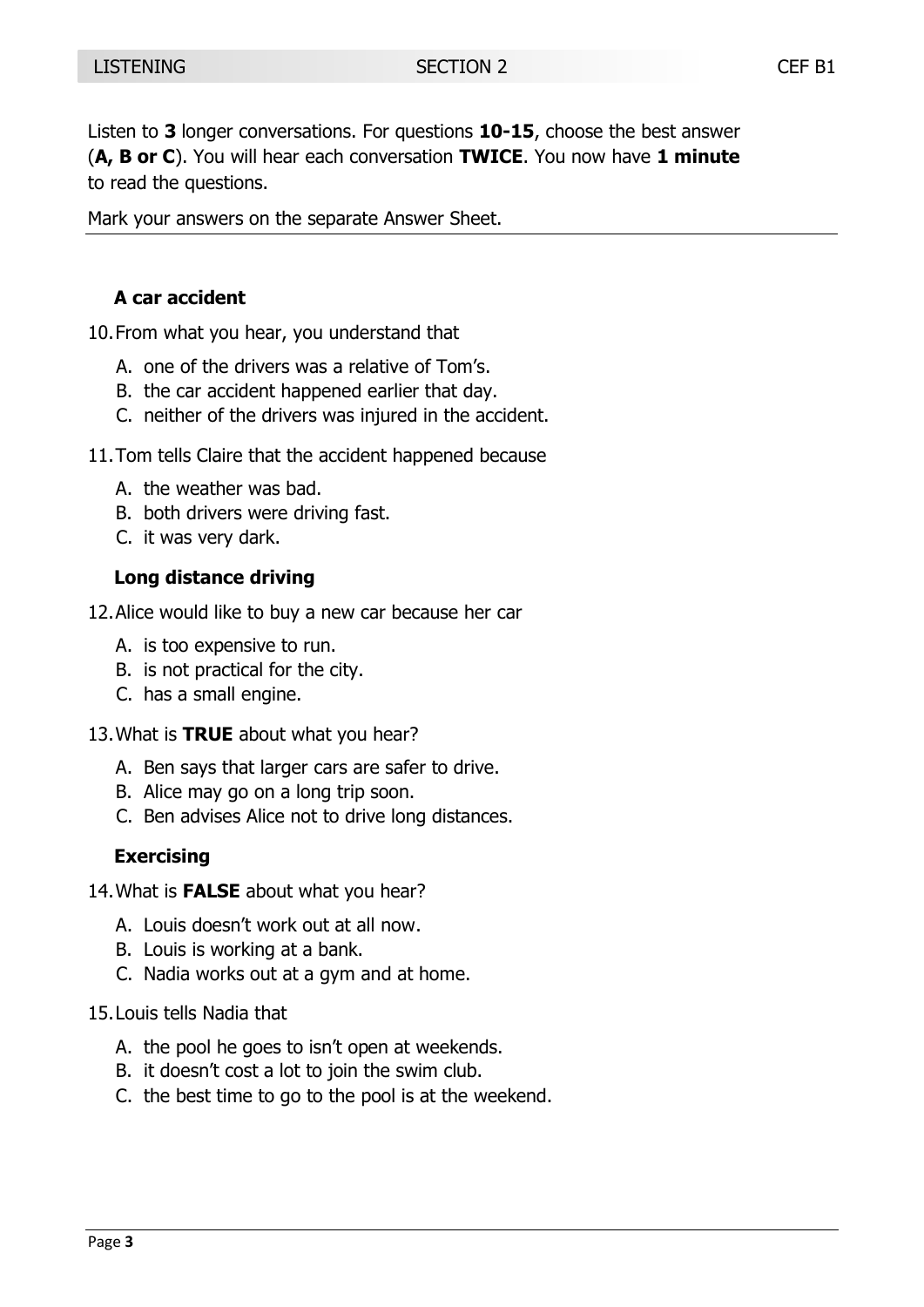Listen to **3** longer conversations. For questions **10-15**, choose the best answer (**A, B or C**). You will hear each conversation **TWICE**. You now have **1 minute** to read the questions.

Mark your answers on the separate Answer Sheet.

### A car accident

10. From what you hear, you understand that
    - A. one of the drivers was a relative of Tom's.
    - B. the car accident happened earlier that day.
    - C. neither of the drivers was injured in the accident.

11. Tom tells Claire that the accident happened because
    - A. the weather was bad.
    - B. both drivers were driving fast.
    - C. it was very dark.

### Long distance driving

12. Alice would like to buy a new car because her car
    - A. is too expensive to run.
    - B. is not practical for the city.
    - C. has a small engine.

13. What is **TRUE** about what you hear?
    - A. Ben says that larger cars are safer to drive.
    - B. Alice may go on a long trip soon.
    - C. Ben advises Alice not to drive long distances.

### Exercising

14. What is **FALSE** about what you hear?
    - A. Louis doesn't work out at all now.
    - B. Louis is working at a bank.
    - C. Nadia works out at a gym and at home.

15. Louis tells Nadia that
    - A. the pool he goes to isn't open at weekends.
    - B. it doesn't cost a lot to join the swim club.
    - C. the best time to go to the pool is at the weekend.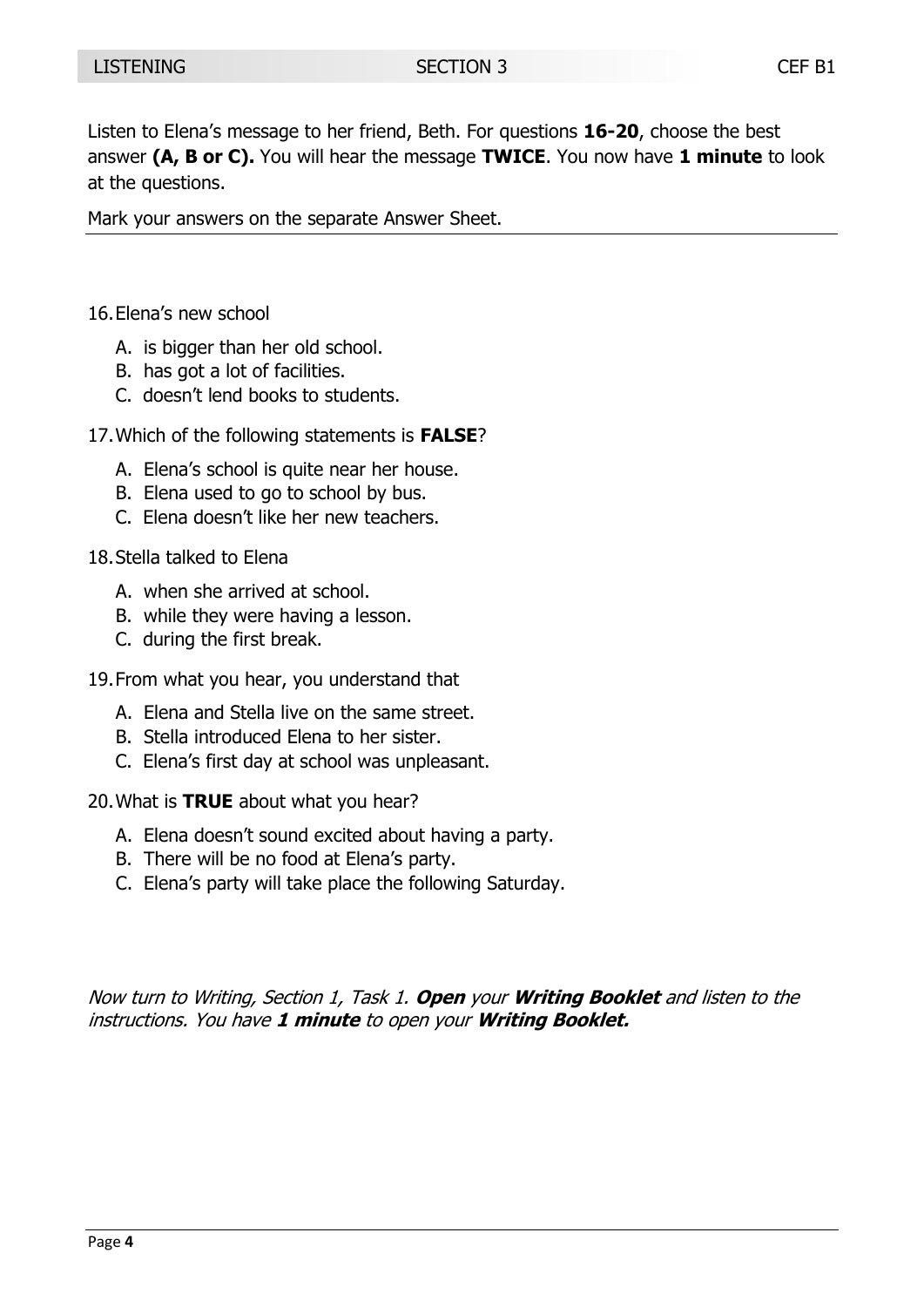Listen to Elena's message to her friend, Beth. For questions **16-20**, choose the best answer **(A, B or C).** You will hear the message **TWICE**. You now have **1 minute** to look at the questions.

Mark your answers on the separate Answer Sheet.

16. Elena's new school
    - A. is bigger than her old school.
    - B. has got a lot of facilities.
    - C. doesn't lend books to students.

17. Which of the following statements is **FALSE**?
    - A. Elena's school is quite near her house.
    - B. Elena used to go to school by bus.
    - C. Elena doesn't like her new teachers.

18. Stella talked to Elena
    - A. when she arrived at school.
    - B. while they were having a lesson.
    - C. during the first break.

19. From what you hear, you understand that
    - A. Elena and Stella live on the same street.
    - B. Stella introduced Elena to her sister.
    - C. Elena's first day at school was unpleasant.

20. What is **TRUE** about what you hear?
    - A. Elena doesn't sound excited about having a party.
    - B. There will be no food at Elena's party.
    - C. Elena's party will take place the following Saturday.

*Now turn to Writing, Section 1, Task 1. **Open** your **Writing Booklet** and listen to the instructions. You have **1 minute** to open your **Writing Booklet.***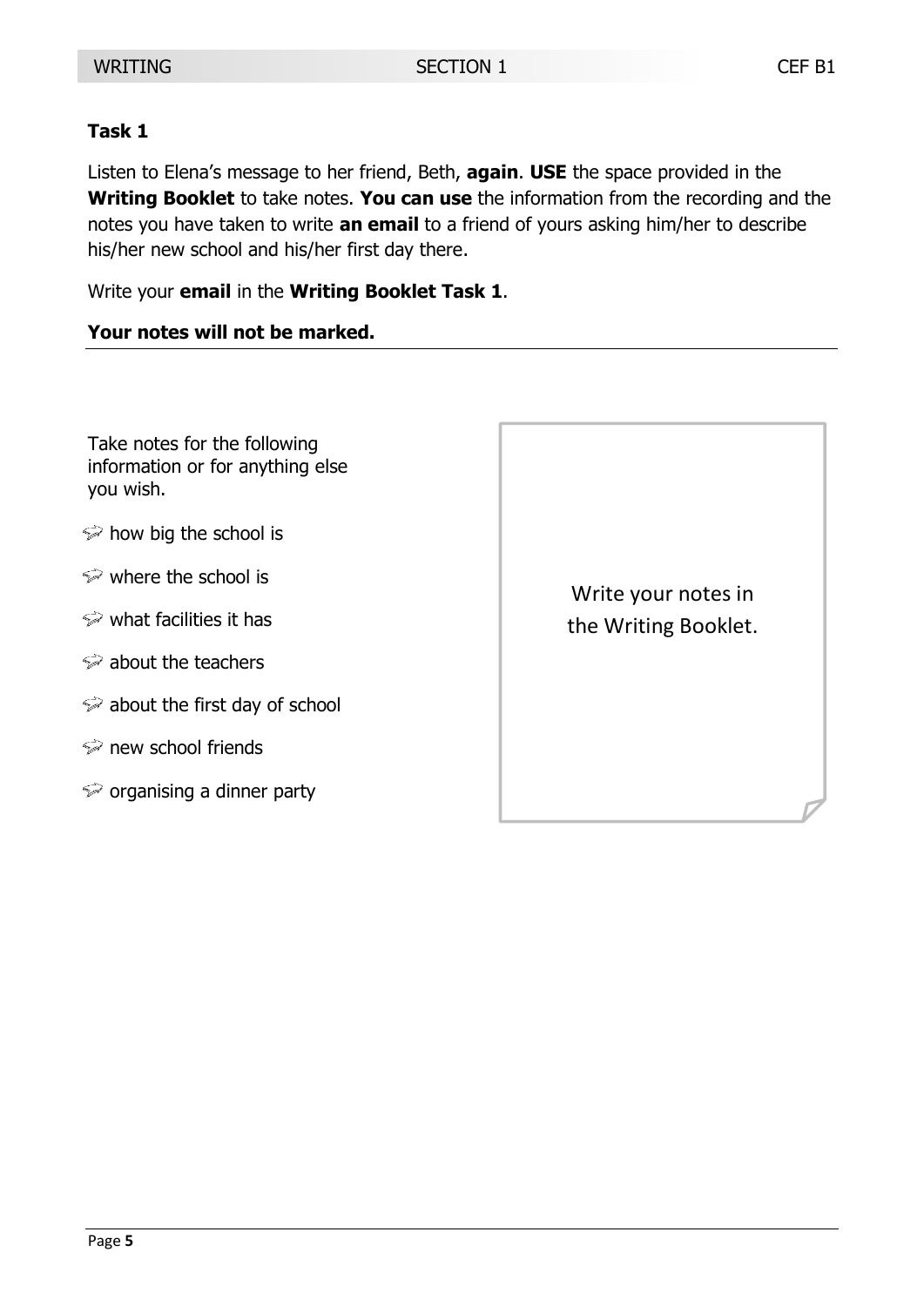**Task 1**

Listen to Elena's message to her friend, Beth, **again**. **USE** the space provided in the **Writing Booklet** to take notes. **You can use** the information from the recording and the notes you have taken to write **an email** to a friend of yours asking him/her to describe his/her new school and his/her first day there.

Write your **email** in the **Writing Booklet Task 1**.

**Your notes will not be marked.**

---

Take notes for the following information or for anything else you wish.

- how big the school is
- where the school is
- what facilities it has
- about the teachers
- about the first day of school
- new school friends
- organising a dinner party

Write your notes in the Writing Booklet.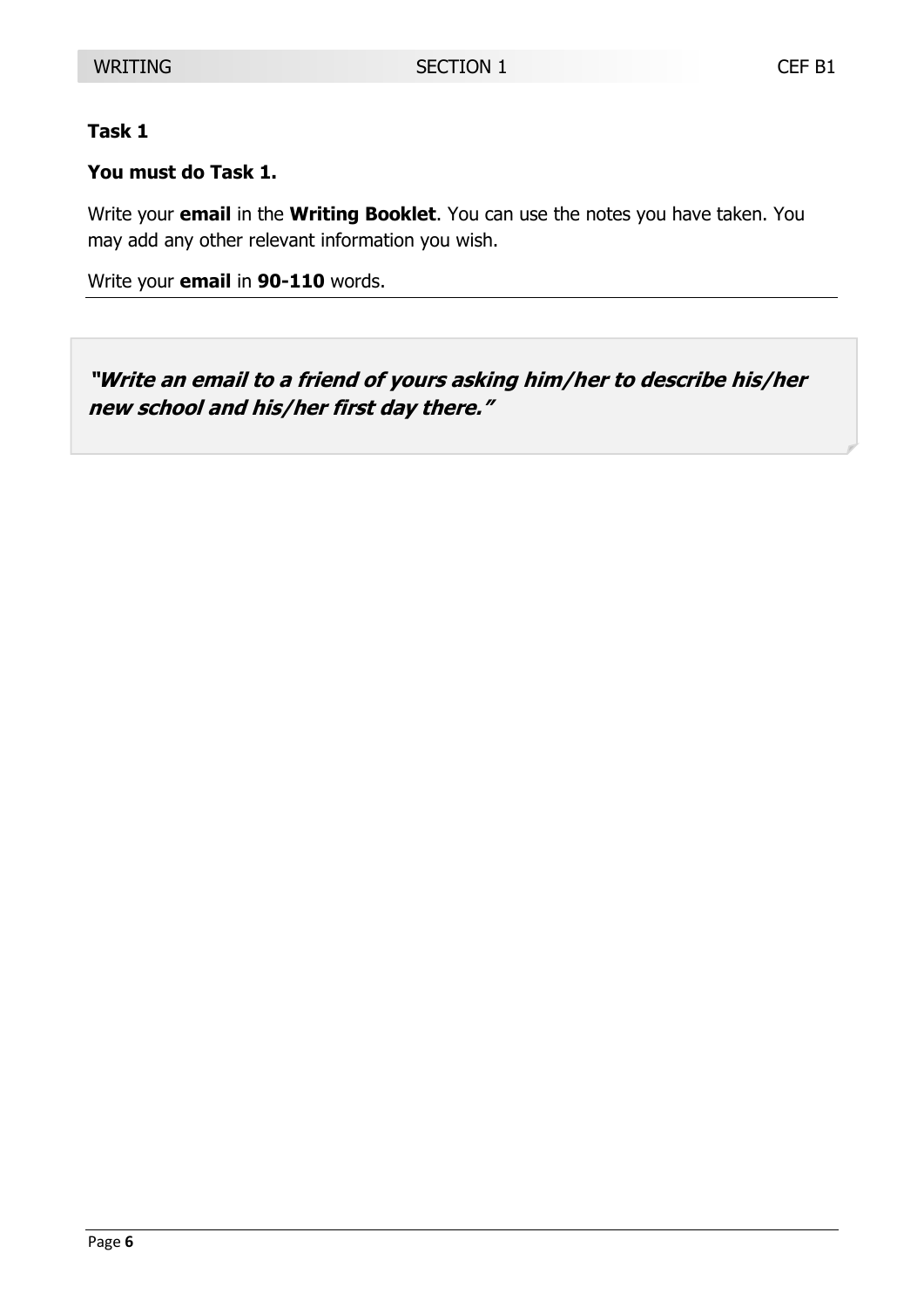**Task 1**

**You must do Task 1.**

Write your **email** in the **Writing Booklet**. You can use the notes you have taken. You may add any other relevant information you wish.

Write your **email** in **90-110** words.

---

***"Write an email to a friend of yours asking him/her to describe his/her new school and his/her first day there."***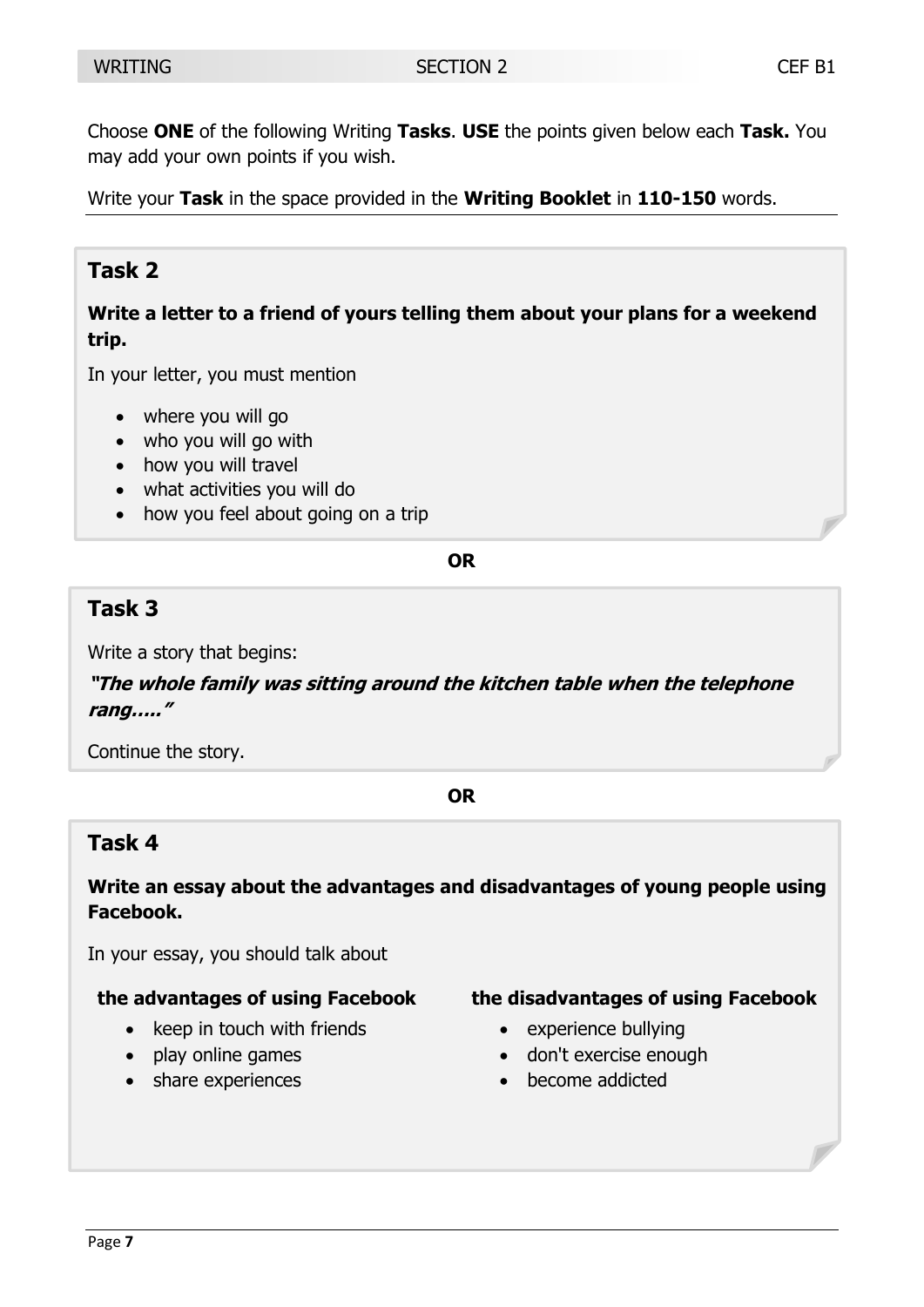Choose **ONE** of the following Writing **Tasks**. **USE** the points given below each **Task.** You may add your own points if you wish.

Write your **Task** in the space provided in the **Writing Booklet** in **110-150** words.

## Task 2

**Write a letter to a friend of yours telling them about your plans for a weekend trip.**

In your letter, you must mention

- where you will go
- who you will go with
- how you will travel
- what activities you will do
- how you feel about going on a trip

**OR**

## Task 3

Write a story that begins:

***"The whole family was sitting around the kitchen table when the telephone rang….."***

Continue the story.

**OR**

## Task 4

**Write an essay about the advantages and disadvantages of young people using Facebook.**

In your essay, you should talk about

**the advantages of using Facebook**

- keep in touch with friends
- play online games
- share experiences

**the disadvantages of using Facebook**

- experience bullying
- don't exercise enough
- become addicted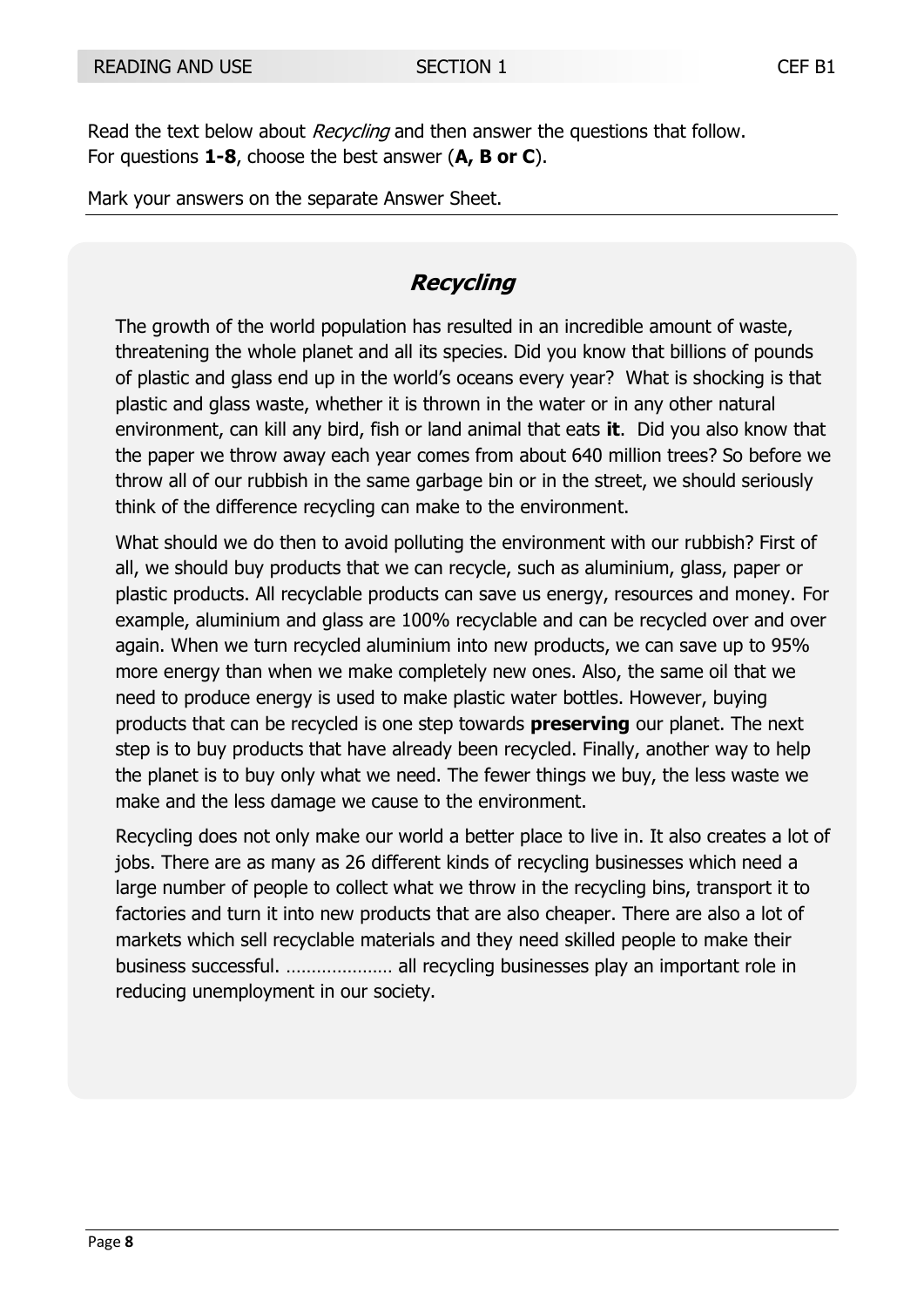Read the text below about *Recycling* and then answer the questions that follow.
For questions **1-8**, choose the best answer (**A, B or C**).

Mark your answers on the separate Answer Sheet.

## *Recycling*

The growth of the world population has resulted in an incredible amount of waste, threatening the whole planet and all its species. Did you know that billions of pounds of plastic and glass end up in the world's oceans every year? What is shocking is that plastic and glass waste, whether it is thrown in the water or in any other natural environment, can kill any bird, fish or land animal that eats **it**. Did you also know that the paper we throw away each year comes from about 640 million trees? So before we throw all of our rubbish in the same garbage bin or in the street, we should seriously think of the difference recycling can make to the environment.

What should we do then to avoid polluting the environment with our rubbish? First of all, we should buy products that we can recycle, such as aluminium, glass, paper or plastic products. All recyclable products can save us energy, resources and money. For example, aluminium and glass are 100% recyclable and can be recycled over and over again. When we turn recycled aluminium into new products, we can save up to 95% more energy than when we make completely new ones. Also, the same oil that we need to produce energy is used to make plastic water bottles. However, buying products that can be recycled is one step towards **preserving** our planet. The next step is to buy products that have already been recycled. Finally, another way to help the planet is to buy only what we need. The fewer things we buy, the less waste we make and the less damage we cause to the environment.

Recycling does not only make our world a better place to live in. It also creates a lot of jobs. There are as many as 26 different kinds of recycling businesses which need a large number of people to collect what we throw in the recycling bins, transport it to factories and turn it into new products that are also cheaper. There are also a lot of markets which sell recyclable materials and they need skilled people to make their business successful. ………………… all recycling businesses play an important role in reducing unemployment in our society.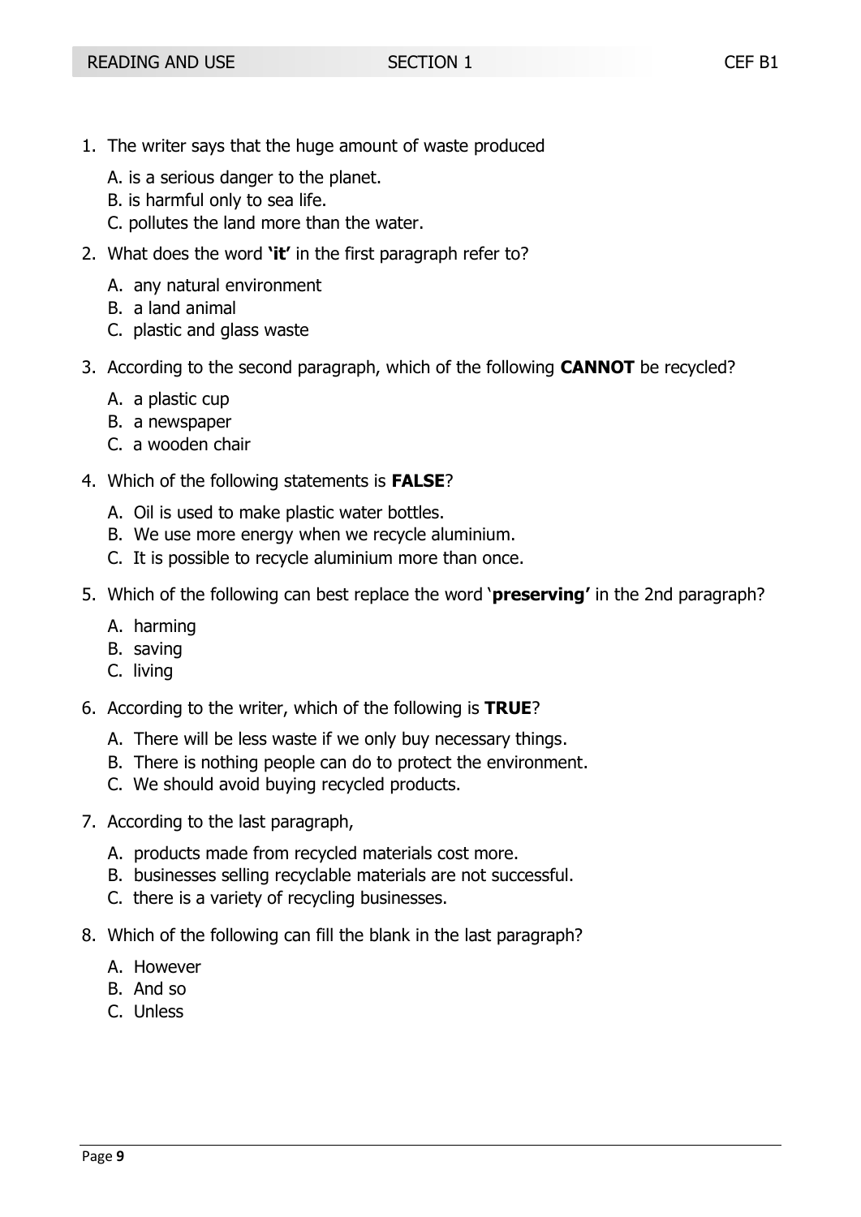1. The writer says that the huge amount of waste produced

   A. is a serious danger to the planet.
   B. is harmful only to sea life.
   C. pollutes the land more than the water.

2. What does the word **'it'** in the first paragraph refer to?

   A. any natural environment
   B. a land animal
   C. plastic and glass waste

3. According to the second paragraph, which of the following **CANNOT** be recycled?

   A. a plastic cup
   B. a newspaper
   C. a wooden chair

4. Which of the following statements is **FALSE**?

   A. Oil is used to make plastic water bottles.
   B. We use more energy when we recycle aluminium.
   C. It is possible to recycle aluminium more than once.

5. Which of the following can best replace the word '**preserving'** in the 2nd paragraph?

   A. harming
   B. saving
   C. living

6. According to the writer, which of the following is **TRUE**?

   A. There will be less waste if we only buy necessary things.
   B. There is nothing people can do to protect the environment.
   C. We should avoid buying recycled products.

7. According to the last paragraph,

   A. products made from recycled materials cost more.
   B. businesses selling recyclable materials are not successful.
   C. there is a variety of recycling businesses.

8. Which of the following can fill the blank in the last paragraph?

   A. However
   B. And so
   C. Unless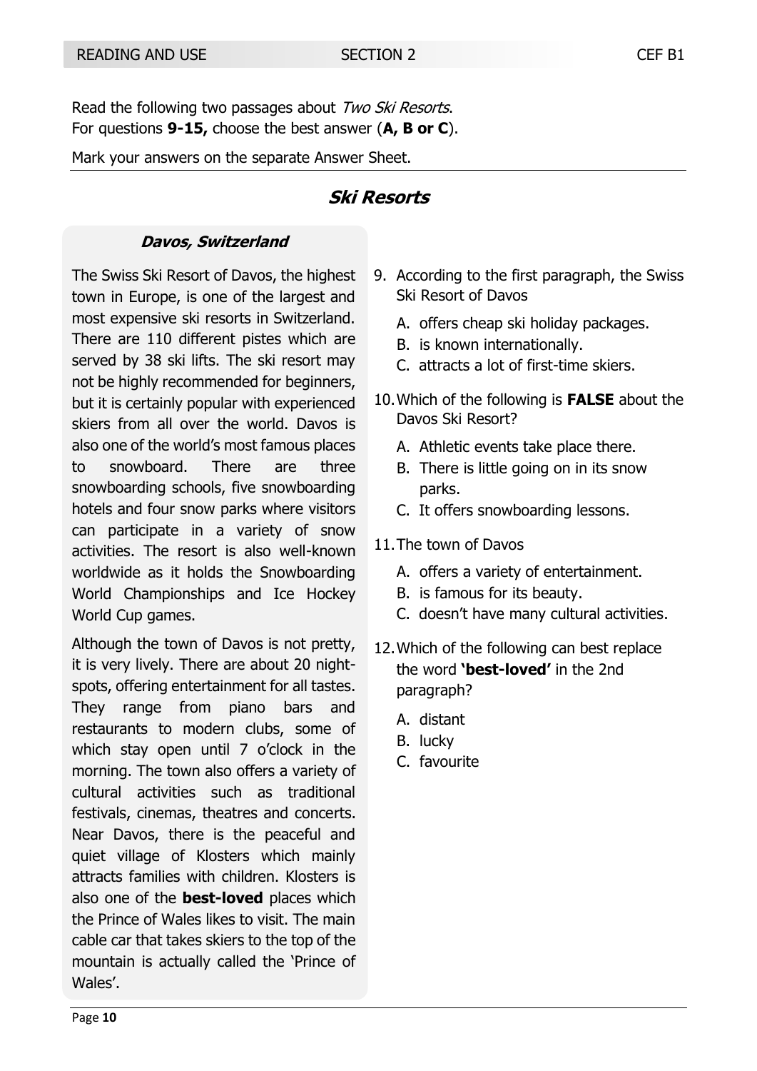Read the following two passages about *Two Ski Resorts*.
For questions **9-15,** choose the best answer (**A, B or C**).

Mark your answers on the separate Answer Sheet.

## ***Ski Resorts***

### ***Davos, Switzerland***

The Swiss Ski Resort of Davos, the highest town in Europe, is one of the largest and most expensive ski resorts in Switzerland. There are 110 different pistes which are served by 38 ski lifts. The ski resort may not be highly recommended for beginners, but it is certainly popular with experienced skiers from all over the world. Davos is also one of the world's most famous places to snowboard. There are three snowboarding schools, five snowboarding hotels and four snow parks where visitors can participate in a variety of snow activities. The resort is also well-known worldwide as it holds the Snowboarding World Championships and Ice Hockey World Cup games.

Although the town of Davos is not pretty, it is very lively. There are about 20 night-spots, offering entertainment for all tastes. They range from piano bars and restaurants to modern clubs, some of which stay open until 7 o'clock in the morning. The town also offers a variety of cultural activities such as traditional festivals, cinemas, theatres and concerts. Near Davos, there is the peaceful and quiet village of Klosters which mainly attracts families with children. Klosters is also one of the **best-loved** places which the Prince of Wales likes to visit. The main cable car that takes skiers to the top of the mountain is actually called the 'Prince of Wales'.

9. According to the first paragraph, the Swiss Ski Resort of Davos
   A. offers cheap ski holiday packages.
   B. is known internationally.
   C. attracts a lot of first-time skiers.

10. Which of the following is **FALSE** about the Davos Ski Resort?
    A. Athletic events take place there.
    B. There is little going on in its snow parks.
    C. It offers snowboarding lessons.

11. The town of Davos
    A. offers a variety of entertainment.
    B. is famous for its beauty.
    C. doesn't have many cultural activities.

12. Which of the following can best replace the word **'best-loved'** in the 2nd paragraph?
    A. distant
    B. lucky
    C. favourite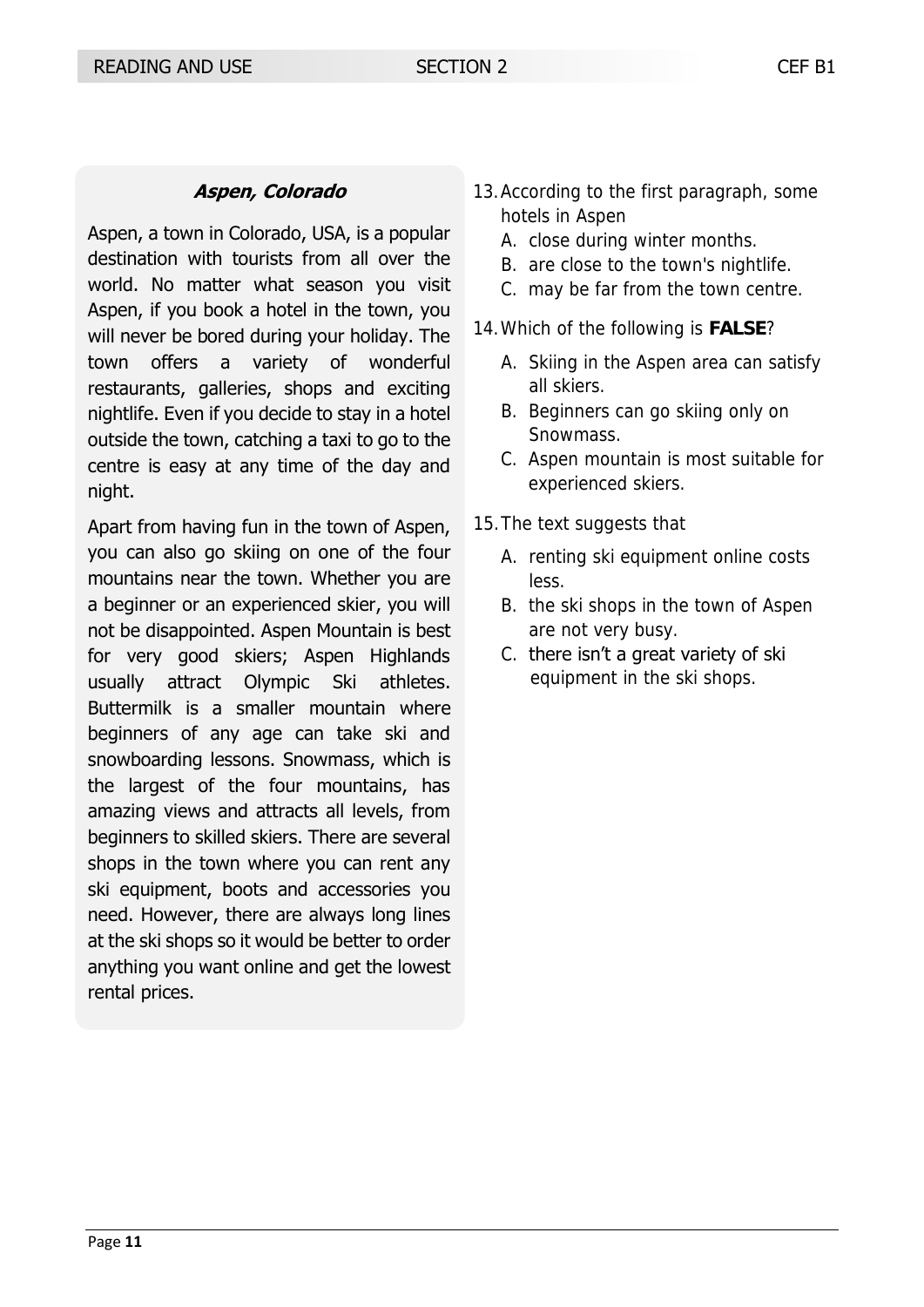### *Aspen, Colorado*

Aspen, a town in Colorado, USA, is a popular destination with tourists from all over the world. No matter what season you visit Aspen, if you book a hotel in the town, you will never be bored during your holiday. The town offers a variety of wonderful restaurants, galleries, shops and exciting nightlife. Even if you decide to stay in a hotel outside the town, catching a taxi to go to the centre is easy at any time of the day and night.

Apart from having fun in the town of Aspen, you can also go skiing on one of the four mountains near the town. Whether you are a beginner or an experienced skier, you will not be disappointed. Aspen Mountain is best for very good skiers; Aspen Highlands usually attract Olympic Ski athletes. Buttermilk is a smaller mountain where beginners of any age can take ski and snowboarding lessons. Snowmass, which is the largest of the four mountains, has amazing views and attracts all levels, from beginners to skilled skiers. There are several shops in the town where you can rent any ski equipment, boots and accessories you need. However, there are always long lines at the ski shops so it would be better to order anything you want online and get the lowest rental prices.

13. According to the first paragraph, some hotels in Aspen
    A. close during winter months.
    B. are close to the town's nightlife.
    C. may be far from the town centre.

14. Which of the following is **FALSE**?
    A. Skiing in the Aspen area can satisfy all skiers.
    B. Beginners can go skiing only on Snowmass.
    C. Aspen mountain is most suitable for experienced skiers.

15. The text suggests that
    A. renting ski equipment online costs less.
    B. the ski shops in the town of Aspen are not very busy.
    C. there isn't a great variety of ski equipment in the ski shops.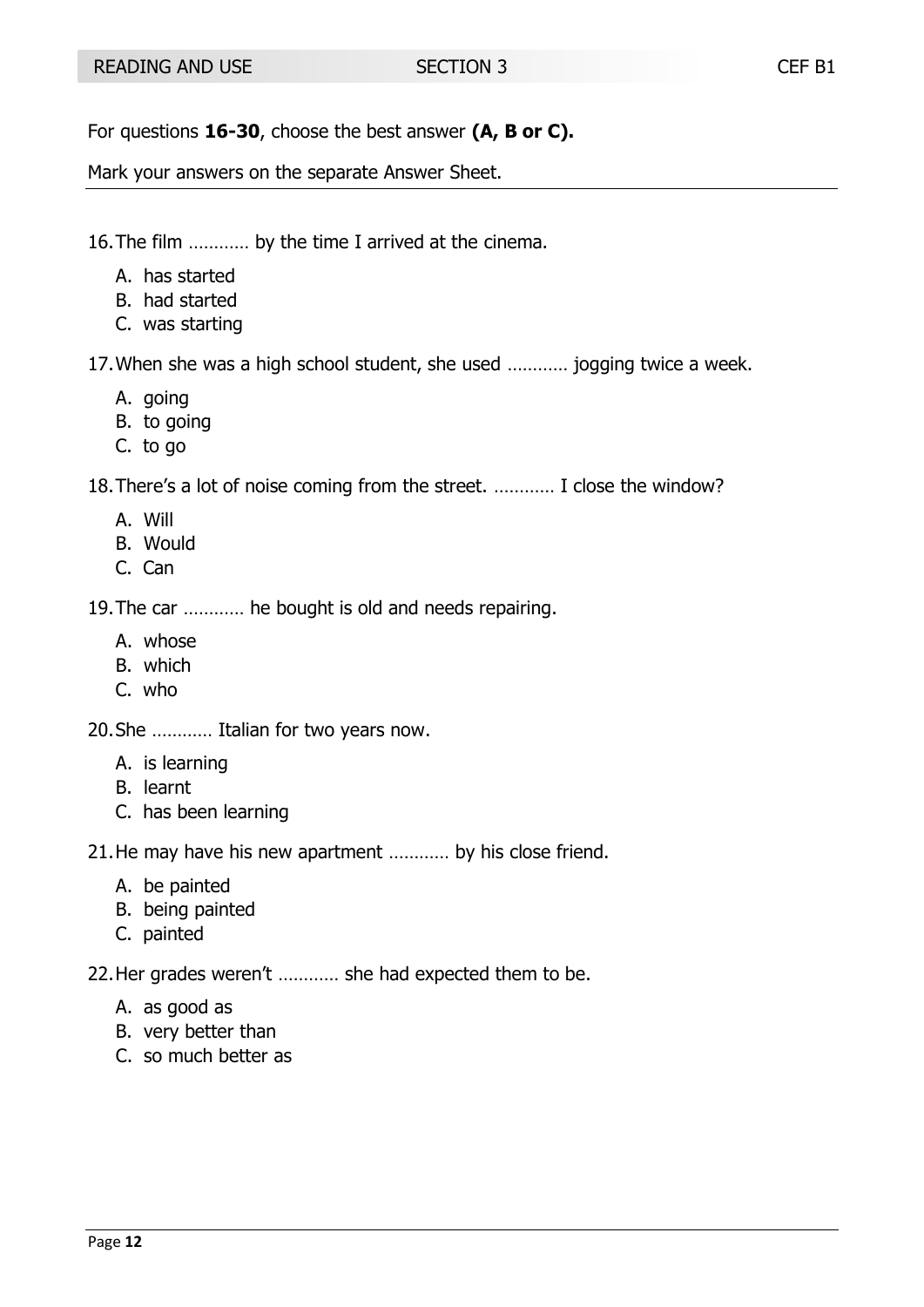For questions **16-30**, choose the best answer **(A, B or C).**

Mark your answers on the separate Answer Sheet.

16. The film ………… by the time I arrived at the cinema.
    A. has started
    B. had started
    C. was starting

17. When she was a high school student, she used ………… jogging twice a week.
    A. going
    B. to going
    C. to go

18. There's a lot of noise coming from the street. ………… I close the window?
    A. Will
    B. Would
    C. Can

19. The car ………… he bought is old and needs repairing.
    A. whose
    B. which
    C. who

20. She ………… Italian for two years now.
    A. is learning
    B. learnt
    C. has been learning

21. He may have his new apartment ………… by his close friend.
    A. be painted
    B. being painted
    C. painted

22. Her grades weren't ………… she had expected them to be.
    A. as good as
    B. very better than
    C. so much better as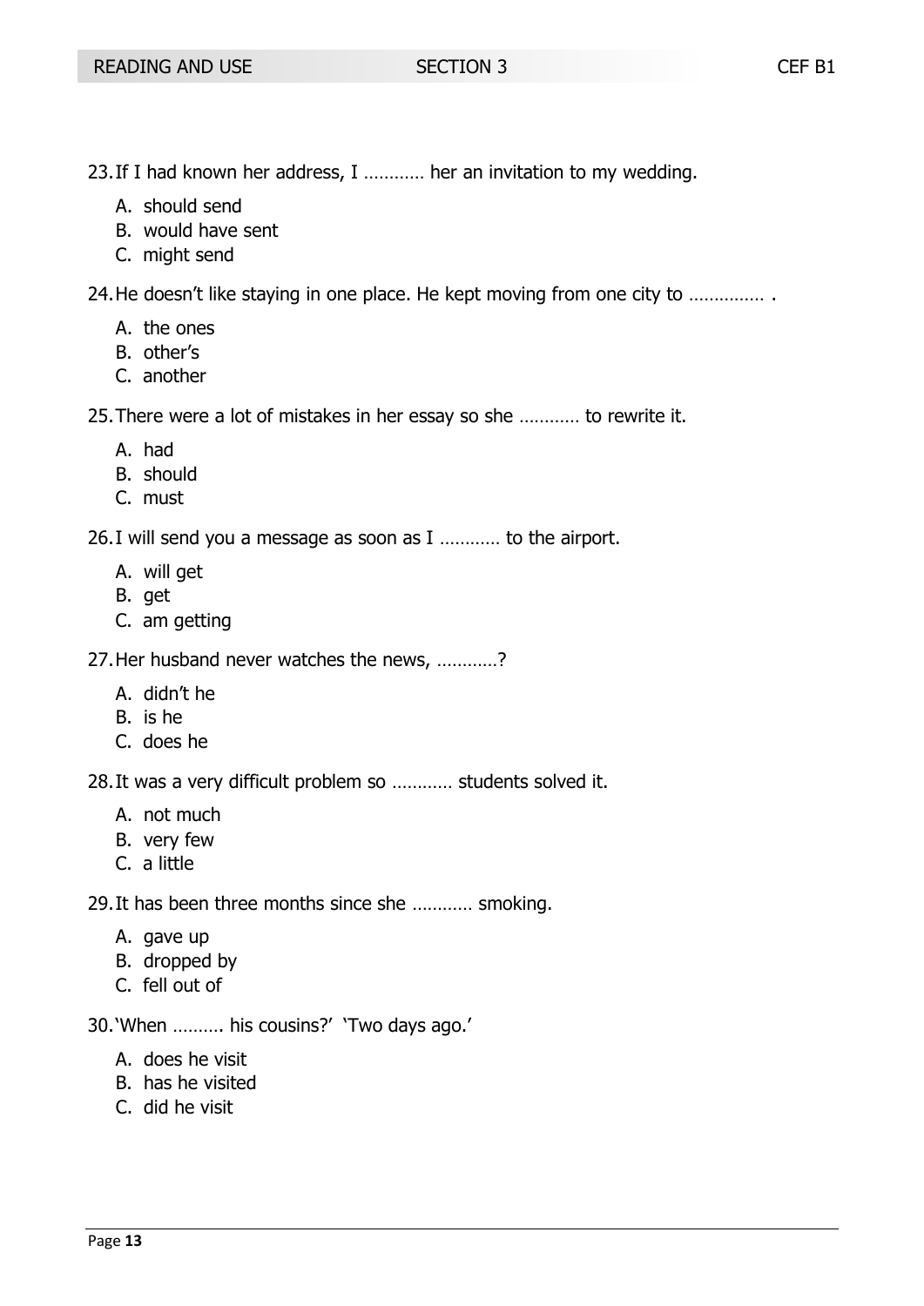23. If I had known her address, I ………… her an invitation to my wedding.

    A. should send
    B. would have sent
    C. might send

24. He doesn't like staying in one place. He kept moving from one city to …………… .

    A. the ones
    B. other's
    C. another

25. There were a lot of mistakes in her essay so she ………… to rewrite it.

    A. had
    B. should
    C. must

26. I will send you a message as soon as I ………… to the airport.

    A. will get
    B. get
    C. am getting

27. Her husband never watches the news, …………?

    A. didn't he
    B. is he
    C. does he

28. It was a very difficult problem so ………… students solved it.

    A. not much
    B. very few
    C. a little

29. It has been three months since she ………… smoking.

    A. gave up
    B. dropped by
    C. fell out of

30. 'When ………. his cousins?' 'Two days ago.'

    A. does he visit
    B. has he visited
    C. did he visit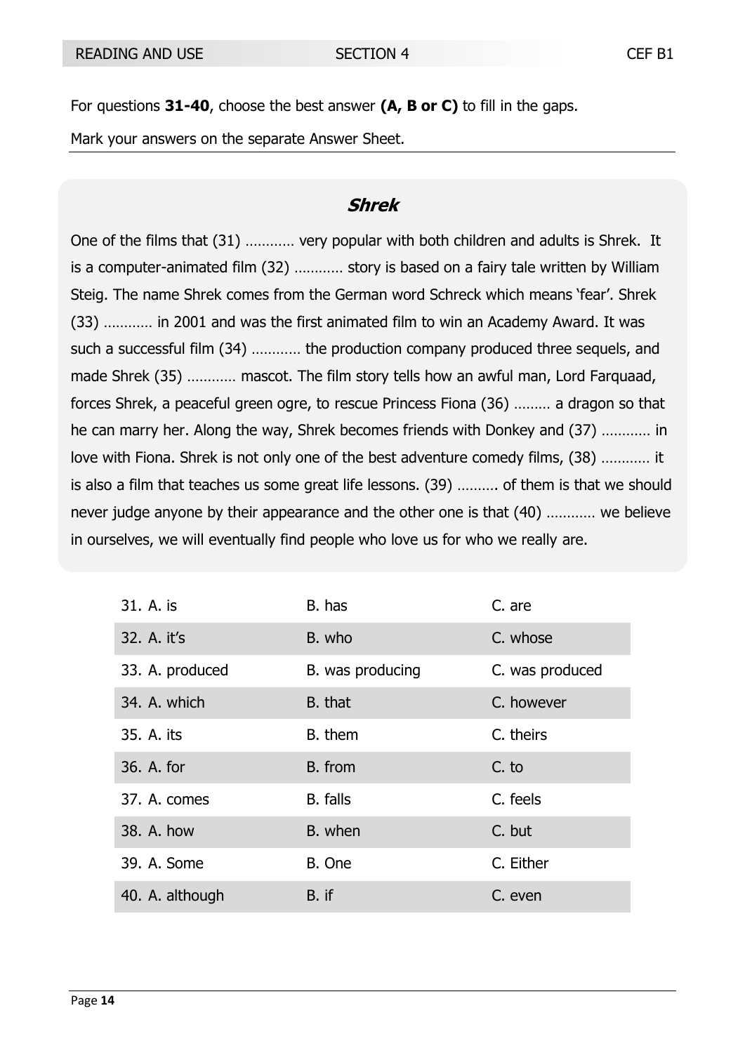For questions **31-40**, choose the best answer **(A, B or C)** to fill in the gaps.

Mark your answers on the separate Answer Sheet.

## ***Shrek***

One of the films that (31) ………… very popular with both children and adults is Shrek. It is a computer-animated film (32) ………… story is based on a fairy tale written by William Steig. The name Shrek comes from the German word Schreck which means 'fear'. Shrek (33) ………… in 2001 and was the first animated film to win an Academy Award. It was such a successful film (34) ………… the production company produced three sequels, and made Shrek (35) ………… mascot. The film story tells how an awful man, Lord Farquaad, forces Shrek, a peaceful green ogre, to rescue Princess Fiona (36) ……… a dragon so that he can marry her. Along the way, Shrek becomes friends with Donkey and (37) ………… in love with Fiona. Shrek is not only one of the best adventure comedy films, (38) ………… it is also a film that teaches us some great life lessons. (39) ………. of them is that we should never judge anyone by their appearance and the other one is that (40) ………… we believe in ourselves, we will eventually find people who love us for who we really are.

| | | |
|---|---|---|
| 31. A. is | B. has | C. are |
| 32. A. it's | B. who | C. whose |
| 33. A. produced | B. was producing | C. was produced |
| 34. A. which | B. that | C. however |
| 35. A. its | B. them | C. theirs |
| 36. A. for | B. from | C. to |
| 37. A. comes | B. falls | C. feels |
| 38. A. how | B. when | C. but |
| 39. A. Some | B. One | C. Either |
| 40. A. although | B. if | C. even |